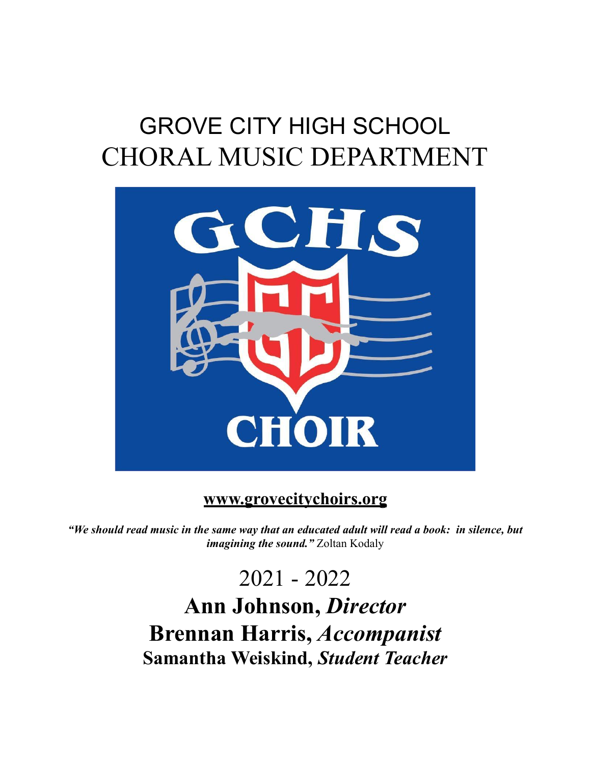# GROVE CITY HIGH SCHOOL
# CHORAL MUSIC DEPARTMENT

**www.grovecitychoirs.org**

***"We should read music in the same way that an educated adult will read a book: in silence, but imagining the sound."*** Zoltan Kodaly

2021 - 2022

**Ann Johnson,** ***Director***

**Brennan Harris,** ***Accompanist***

**Samantha Weiskind,** ***Student Teacher***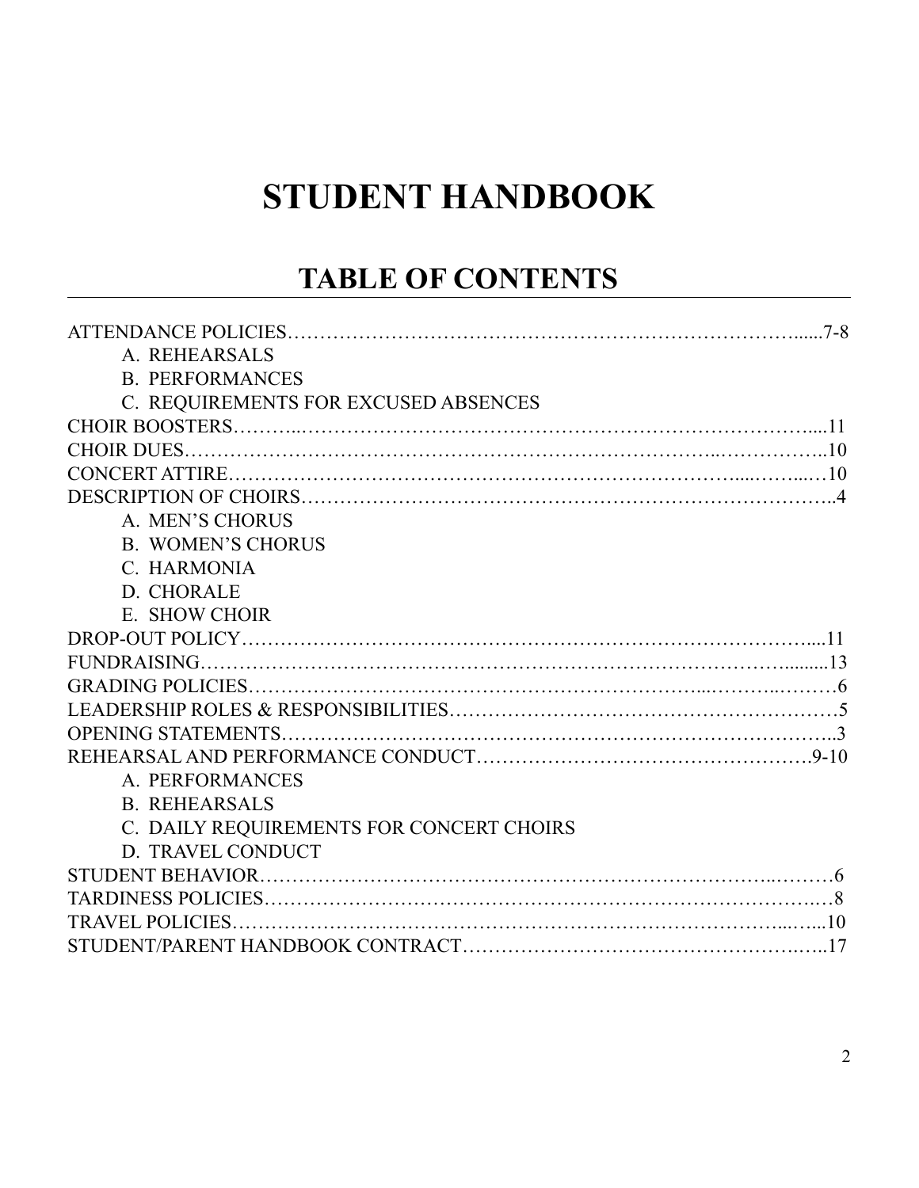# STUDENT HANDBOOK

## TABLE OF CONTENTS

ATTENDANCE POLICIES……………………………………………………………………......7-8

- A. REHEARSALS
- B. PERFORMANCES
- C. REQUIREMENTS FOR EXCUSED ABSENCES

CHOIR BOOSTERS………..…………………………………………………………………....11

CHOIR DUES……………………………………………………………………..……………..10

CONCERT ATTIRE……………………………………………………………….....……...…10

DESCRIPTION OF CHOIRS……………………………………………………………………..4

- A. MEN'S CHORUS
- B. WOMEN'S CHORUS
- C. HARMONIA
- D. CHORALE
- E. SHOW CHOIR

DROP-OUT POLICY……………………………………………………………………………....11

FUNDRAISING…………………………………………………………………………….........13

GRADING POLICIES………………………………………………………....……..………6

LEADERSHIP ROLES & RESPONSIBILITIES…………………………………………………5

OPENING STATEMENTS………………………………………………………………………..3

REHEARSAL AND PERFORMANCE CONDUCT…………………………………………….9-10

- A. PERFORMANCES
- B. REHEARSALS
- C. DAILY REQUIREMENTS FOR CONCERT CHOIRS
- D. TRAVEL CONDUCT

STUDENT BEHAVIOR………………………………………………………………….………6

TARDINESS POLICIES…………………………………………………………………….…8

TRAVEL POLICIES…………………………………………………………………...…...10

STUDENT/PARENT HANDBOOK CONTRACT……………………………………………..…..17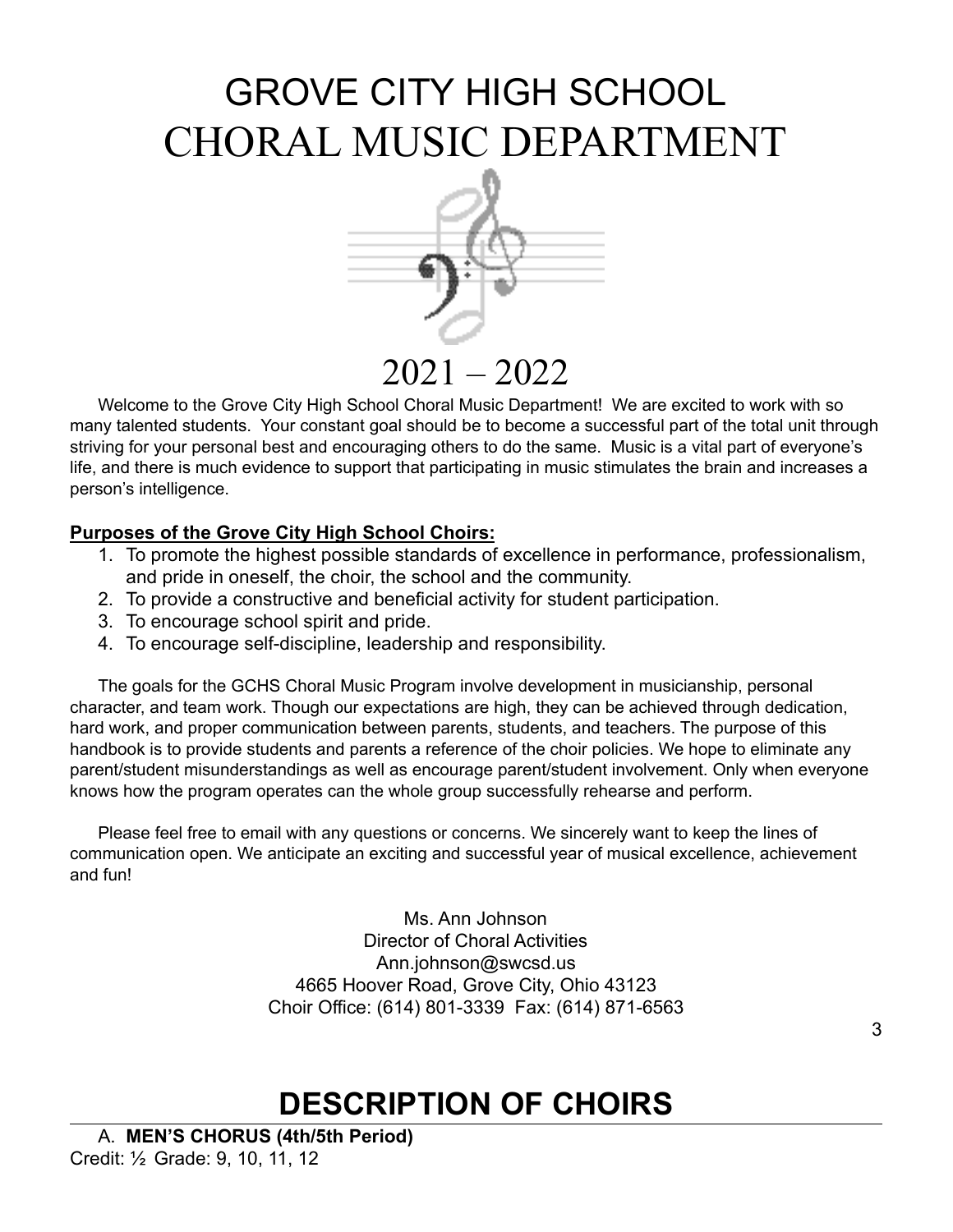# GROVE CITY HIGH SCHOOL
# CHORAL MUSIC DEPARTMENT

2021 – 2022

Welcome to the Grove City High School Choral Music Department! We are excited to work with so many talented students. Your constant goal should be to become a successful part of the total unit through striving for your personal best and encouraging others to do the same. Music is a vital part of everyone's life, and there is much evidence to support that participating in music stimulates the brain and increases a person's intelligence.

**Purposes of the Grove City High School Choirs:**

1. To promote the highest possible standards of excellence in performance, professionalism, and pride in oneself, the choir, the school and the community.
2. To provide a constructive and beneficial activity for student participation.
3. To encourage school spirit and pride.
4. To encourage self-discipline, leadership and responsibility.

The goals for the GCHS Choral Music Program involve development in musicianship, personal character, and team work. Though our expectations are high, they can be achieved through dedication, hard work, and proper communication between parents, students, and teachers. The purpose of this handbook is to provide students and parents a reference of the choir policies. We hope to eliminate any parent/student misunderstandings as well as encourage parent/student involvement. Only when everyone knows how the program operates can the whole group successfully rehearse and perform.

Please feel free to email with any questions or concerns. We sincerely want to keep the lines of communication open. We anticipate an exciting and successful year of musical excellence, achievement and fun!

Ms. Ann Johnson
Director of Choral Activities
Ann.johnson@swcsd.us
4665 Hoover Road, Grove City, Ohio 43123
Choir Office: (614) 801-3339 Fax: (614) 871-6563

## DESCRIPTION OF CHOIRS

A. **MEN'S CHORUS (4th/5th Period)**
Credit: ½ Grade: 9, 10, 11, 12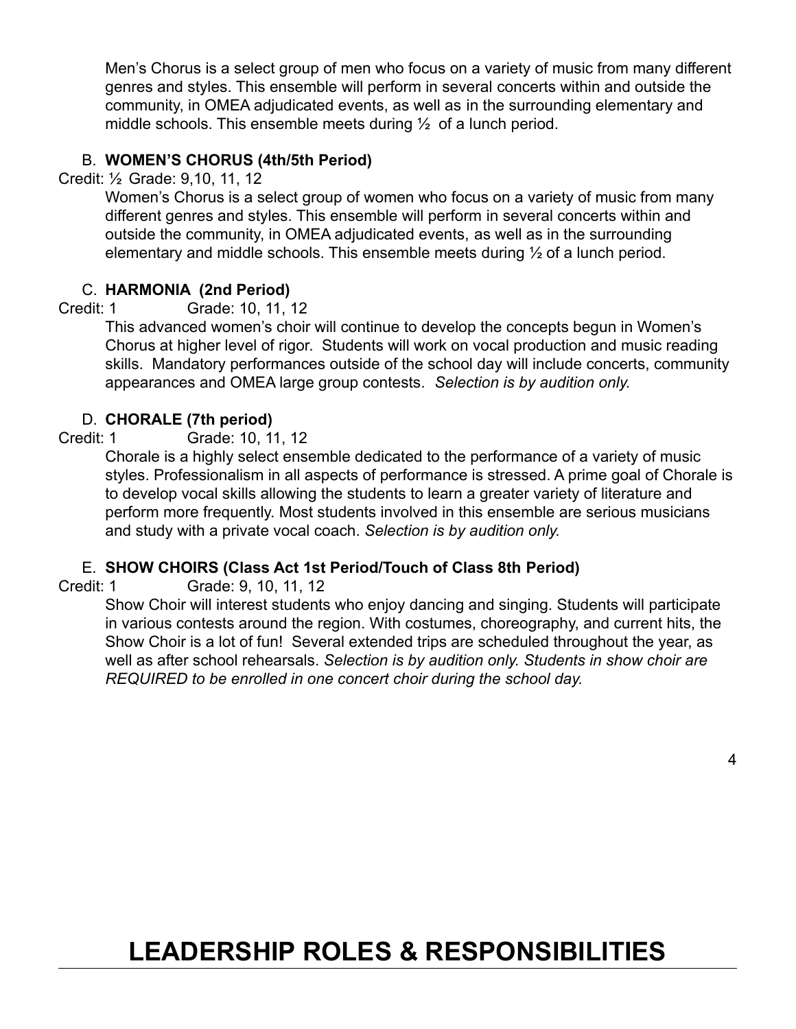Men's Chorus is a select group of men who focus on a variety of music from many different genres and styles. This ensemble will perform in several concerts within and outside the community, in OMEA adjudicated events, as well as in the surrounding elementary and middle schools. This ensemble meets during ½ of a lunch period.

B. **WOMEN'S CHORUS (4th/5th Period)**

Credit: ½ Grade: 9,10, 11, 12

Women's Chorus is a select group of women who focus on a variety of music from many different genres and styles. This ensemble will perform in several concerts within and outside the community, in OMEA adjudicated events, as well as in the surrounding elementary and middle schools. This ensemble meets during ½ of a lunch period.

C. **HARMONIA (2nd Period)**

Credit: 1 Grade: 10, 11, 12

This advanced women's choir will continue to develop the concepts begun in Women's Chorus at higher level of rigor. Students will work on vocal production and music reading skills. Mandatory performances outside of the school day will include concerts, community appearances and OMEA large group contests. *Selection is by audition only.*

D. **CHORALE (7th period)**

Credit: 1 Grade: 10, 11, 12

Chorale is a highly select ensemble dedicated to the performance of a variety of music styles. Professionalism in all aspects of performance is stressed. A prime goal of Chorale is to develop vocal skills allowing the students to learn a greater variety of literature and perform more frequently. Most students involved in this ensemble are serious musicians and study with a private vocal coach. *Selection is by audition only.*

E. **SHOW CHOIRS (Class Act 1st Period/Touch of Class 8th Period)**

Credit: 1 Grade: 9, 10, 11, 12

Show Choir will interest students who enjoy dancing and singing. Students will participate in various contests around the region. With costumes, choreography, and current hits, the Show Choir is a lot of fun! Several extended trips are scheduled throughout the year, as well as after school rehearsals. *Selection is by audition only. Students in show choir are REQUIRED to be enrolled in one concert choir during the school day.*

# LEADERSHIP ROLES & RESPONSIBILITIES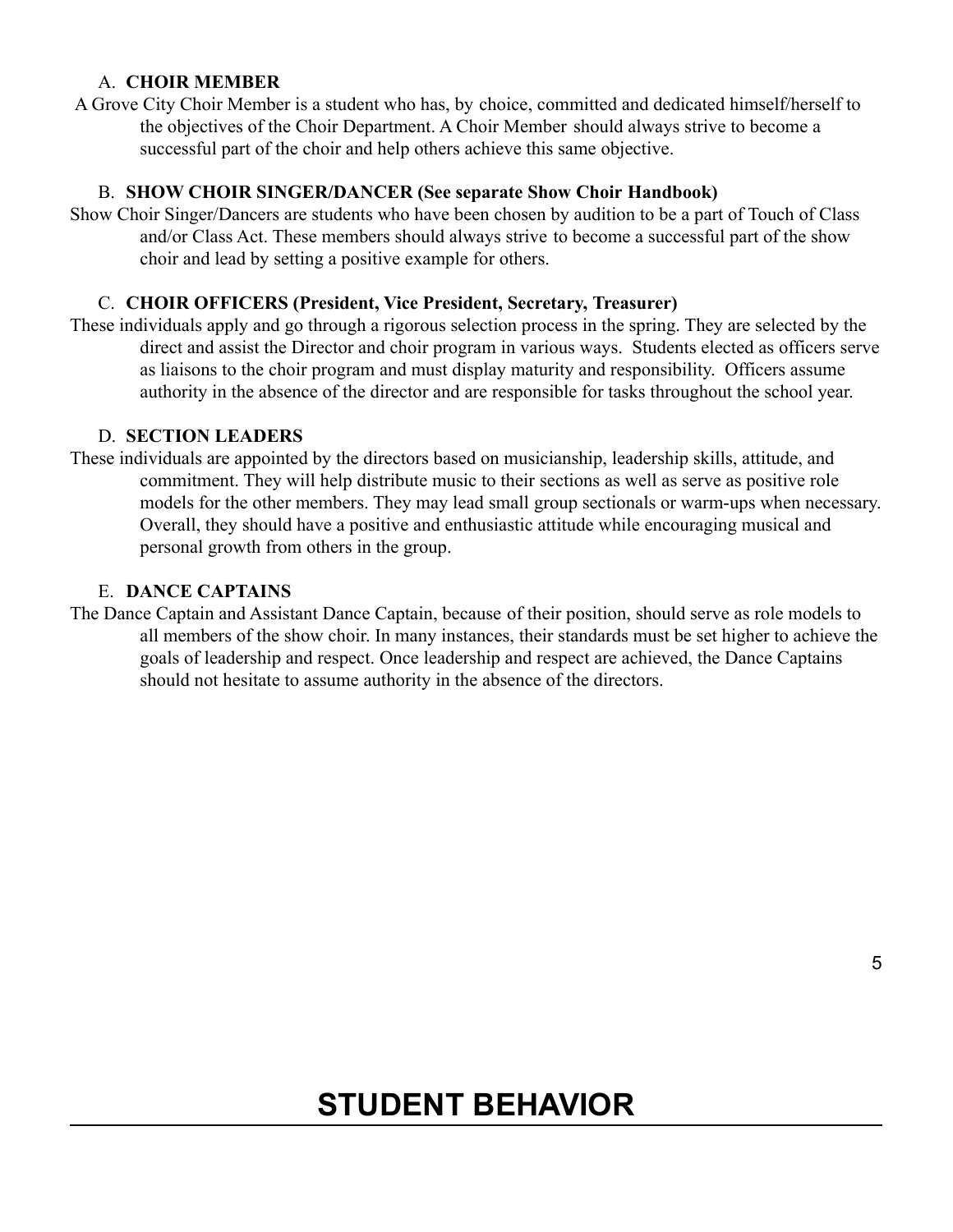A. **CHOIR MEMBER**

A Grove City Choir Member is a student who has, by choice, committed and dedicated himself/herself to the objectives of the Choir Department. A Choir Member should always strive to become a successful part of the choir and help others achieve this same objective.

B. **SHOW CHOIR SINGER/DANCER (See separate Show Choir Handbook)**

Show Choir Singer/Dancers are students who have been chosen by audition to be a part of Touch of Class and/or Class Act. These members should always strive to become a successful part of the show choir and lead by setting a positive example for others.

C. **CHOIR OFFICERS (President, Vice President, Secretary, Treasurer)**

These individuals apply and go through a rigorous selection process in the spring. They are selected by the direct and assist the Director and choir program in various ways. Students elected as officers serve as liaisons to the choir program and must display maturity and responsibility. Officers assume authority in the absence of the director and are responsible for tasks throughout the school year.

D. **SECTION LEADERS**

These individuals are appointed by the directors based on musicianship, leadership skills, attitude, and commitment. They will help distribute music to their sections as well as serve as positive role models for the other members. They may lead small group sectionals or warm-ups when necessary. Overall, they should have a positive and enthusiastic attitude while encouraging musical and personal growth from others in the group.

E. **DANCE CAPTAINS**

The Dance Captain and Assistant Dance Captain, because of their position, should serve as role models to all members of the show choir. In many instances, their standards must be set higher to achieve the goals of leadership and respect. Once leadership and respect are achieved, the Dance Captains should not hesitate to assume authority in the absence of the directors.

# STUDENT BEHAVIOR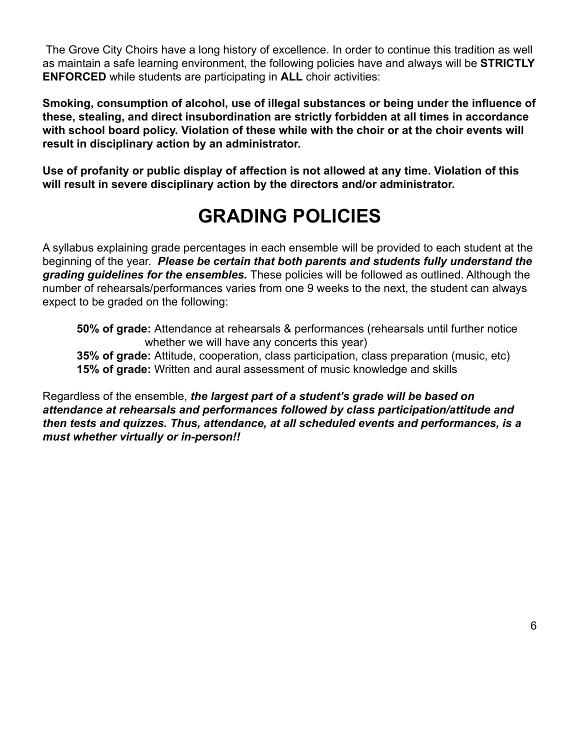The Grove City Choirs have a long history of excellence. In order to continue this tradition as well as maintain a safe learning environment, the following policies have and always will be **STRICTLY ENFORCED** while students are participating in **ALL** choir activities:

**Smoking, consumption of alcohol, use of illegal substances or being under the influence of these, stealing, and direct insubordination are strictly forbidden at all times in accordance with school board policy. Violation of these while with the choir or at the choir events will result in disciplinary action by an administrator.**

**Use of profanity or public display of affection is not allowed at any time. Violation of this will result in severe disciplinary action by the directors and/or administrator.**

# GRADING POLICIES

A syllabus explaining grade percentages in each ensemble will be provided to each student at the beginning of the year. ***Please be certain that both parents and students fully understand the grading guidelines for the ensembles.*** These policies will be followed as outlined. Although the number of rehearsals/performances varies from one 9 weeks to the next, the student can always expect to be graded on the following:

**50% of grade:** Attendance at rehearsals & performances (rehearsals until further notice whether we will have any concerts this year)
**35% of grade:** Attitude, cooperation, class participation, class preparation (music, etc)
**15% of grade:** Written and aural assessment of music knowledge and skills

Regardless of the ensemble, ***the largest part of a student's grade will be based on attendance at rehearsals and performances followed by class participation/attitude and then tests and quizzes. Thus, attendance, at all scheduled events and performances, is a must whether virtually or in-person!!***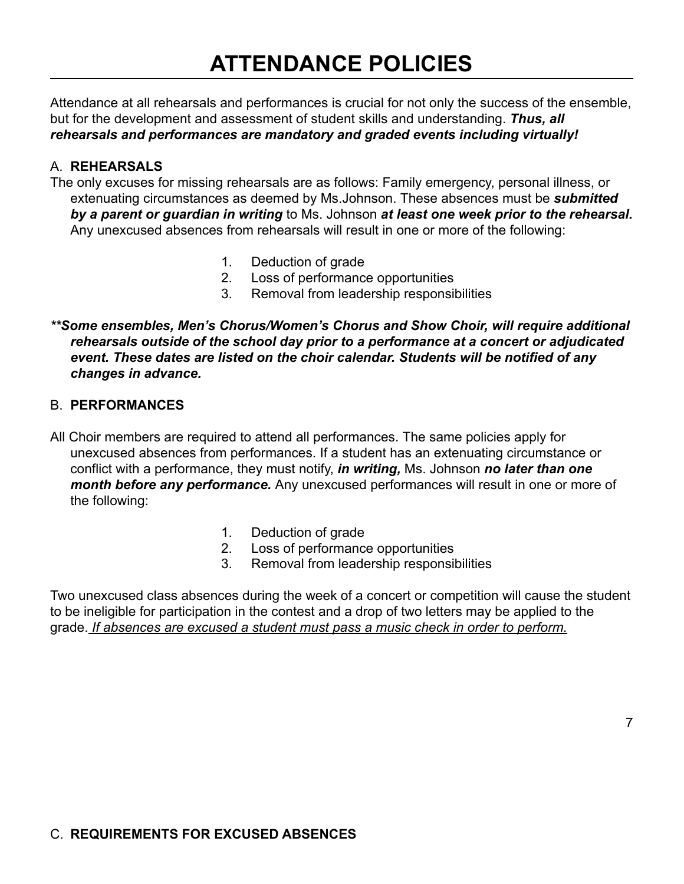# ATTENDANCE POLICIES

Attendance at all rehearsals and performances is crucial for not only the success of the ensemble, but for the development and assessment of student skills and understanding. ***Thus, all rehearsals and performances are mandatory and graded events including virtually!***

A. **REHEARSALS**

The only excuses for missing rehearsals are as follows: Family emergency, personal illness, or extenuating circumstances as deemed by Ms.Johnson. These absences must be ***submitted by a parent or guardian in writing*** to Ms. Johnson ***at least one week prior to the rehearsal.*** Any unexcused absences from rehearsals will result in one or more of the following:

1. Deduction of grade
2. Loss of performance opportunities
3. Removal from leadership responsibilities

***\*\*Some ensembles, Men's Chorus/Women's Chorus and Show Choir, will require additional rehearsals outside of the school day prior to a performance at a concert or adjudicated event. These dates are listed on the choir calendar. Students will be notified of any changes in advance.***

B. **PERFORMANCES**

All Choir members are required to attend all performances. The same policies apply for unexcused absences from performances. If a student has an extenuating circumstance or conflict with a performance, they must notify, ***in writing,*** Ms. Johnson ***no later than one month before any performance.*** Any unexcused performances will result in one or more of the following:

1. Deduction of grade
2. Loss of performance opportunities
3. Removal from leadership responsibilities

Two unexcused class absences during the week of a concert or competition will cause the student to be ineligible for participation in the contest and a drop of two letters may be applied to the grade. <u>*If absences are excused a student must pass a music check in order to perform.*</u>

C. **REQUIREMENTS FOR EXCUSED ABSENCES**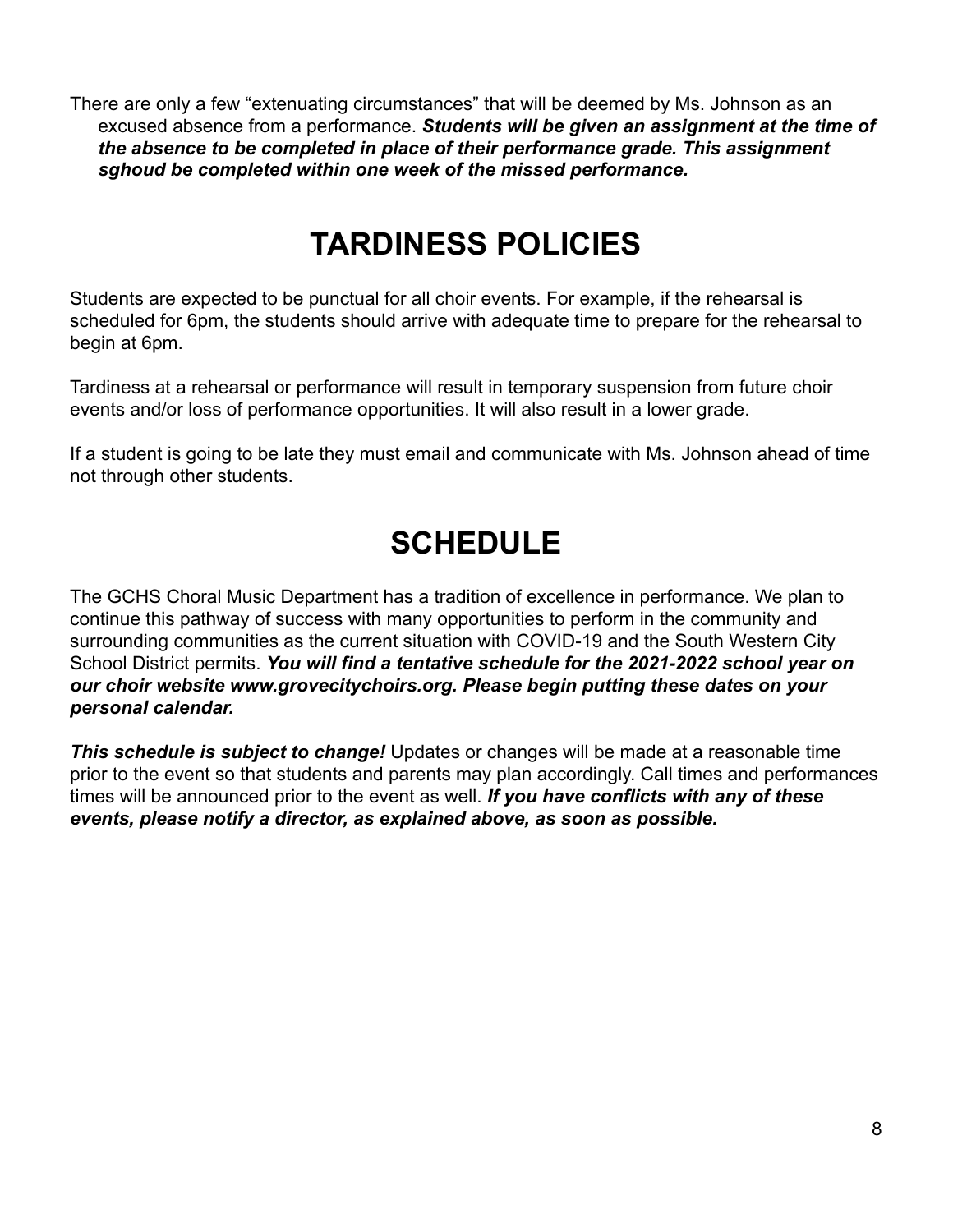There are only a few "extenuating circumstances" that will be deemed by Ms. Johnson as an excused absence from a performance. ***Students will be given an assignment at the time of the absence to be completed in place of their performance grade. This assignment sghoud be completed within one week of the missed performance.***

# TARDINESS POLICIES

Students are expected to be punctual for all choir events. For example, if the rehearsal is scheduled for 6pm, the students should arrive with adequate time to prepare for the rehearsal to begin at 6pm.

Tardiness at a rehearsal or performance will result in temporary suspension from future choir events and/or loss of performance opportunities. It will also result in a lower grade.

If a student is going to be late they must email and communicate with Ms. Johnson ahead of time not through other students.

# SCHEDULE

The GCHS Choral Music Department has a tradition of excellence in performance. We plan to continue this pathway of success with many opportunities to perform in the community and surrounding communities as the current situation with COVID-19 and the South Western City School District permits. ***You will find a tentative schedule for the 2021-2022 school year on our choir website www.grovecitychoirs.org. Please begin putting these dates on your personal calendar.***

***This schedule is subject to change!*** Updates or changes will be made at a reasonable time prior to the event so that students and parents may plan accordingly. Call times and performances times will be announced prior to the event as well. ***If you have conflicts with any of these events, please notify a director, as explained above, as soon as possible.***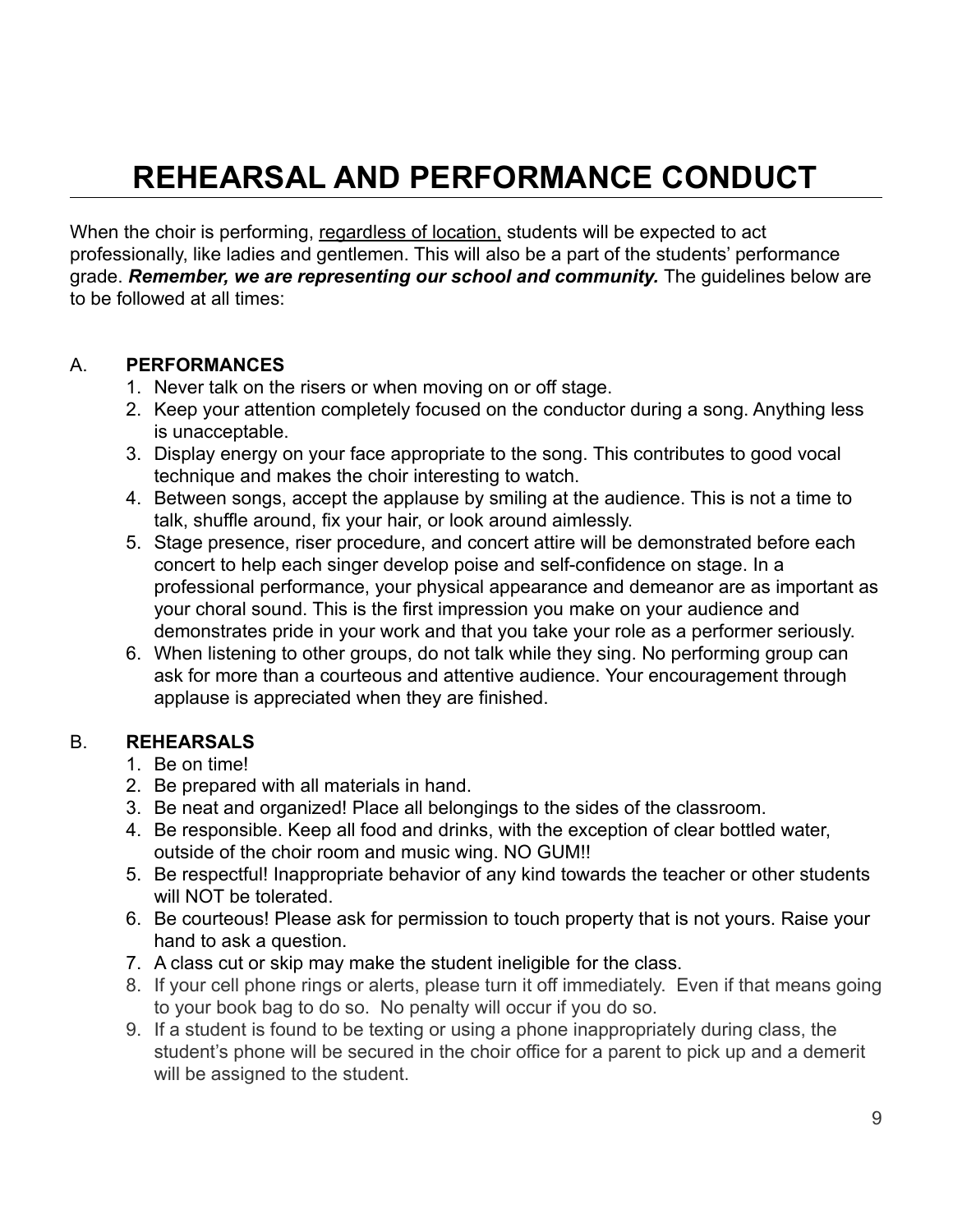# REHEARSAL AND PERFORMANCE CONDUCT

When the choir is performing, <u>regardless of location,</u> students will be expected to act professionally, like ladies and gentlemen. This will also be a part of the students' performance grade. ***Remember, we are representing our school and community.*** The guidelines below are to be followed at all times:

A. **PERFORMANCES**

1. Never talk on the risers or when moving on or off stage.
2. Keep your attention completely focused on the conductor during a song. Anything less is unacceptable.
3. Display energy on your face appropriate to the song. This contributes to good vocal technique and makes the choir interesting to watch.
4. Between songs, accept the applause by smiling at the audience. This is not a time to talk, shuffle around, fix your hair, or look around aimlessly.
5. Stage presence, riser procedure, and concert attire will be demonstrated before each concert to help each singer develop poise and self-confidence on stage. In a professional performance, your physical appearance and demeanor are as important as your choral sound. This is the first impression you make on your audience and demonstrates pride in your work and that you take your role as a performer seriously.
6. When listening to other groups, do not talk while they sing. No performing group can ask for more than a courteous and attentive audience. Your encouragement through applause is appreciated when they are finished.

B. **REHEARSALS**

1. Be on time!
2. Be prepared with all materials in hand.
3. Be neat and organized! Place all belongings to the sides of the classroom.
4. Be responsible. Keep all food and drinks, with the exception of clear bottled water, outside of the choir room and music wing. NO GUM!!
5. Be respectful! Inappropriate behavior of any kind towards the teacher or other students will NOT be tolerated.
6. Be courteous! Please ask for permission to touch property that is not yours. Raise your hand to ask a question.
7. A class cut or skip may make the student ineligible for the class.
8. If your cell phone rings or alerts, please turn it off immediately. Even if that means going to your book bag to do so. No penalty will occur if you do so.
9. If a student is found to be texting or using a phone inappropriately during class, the student's phone will be secured in the choir office for a parent to pick up and a demerit will be assigned to the student.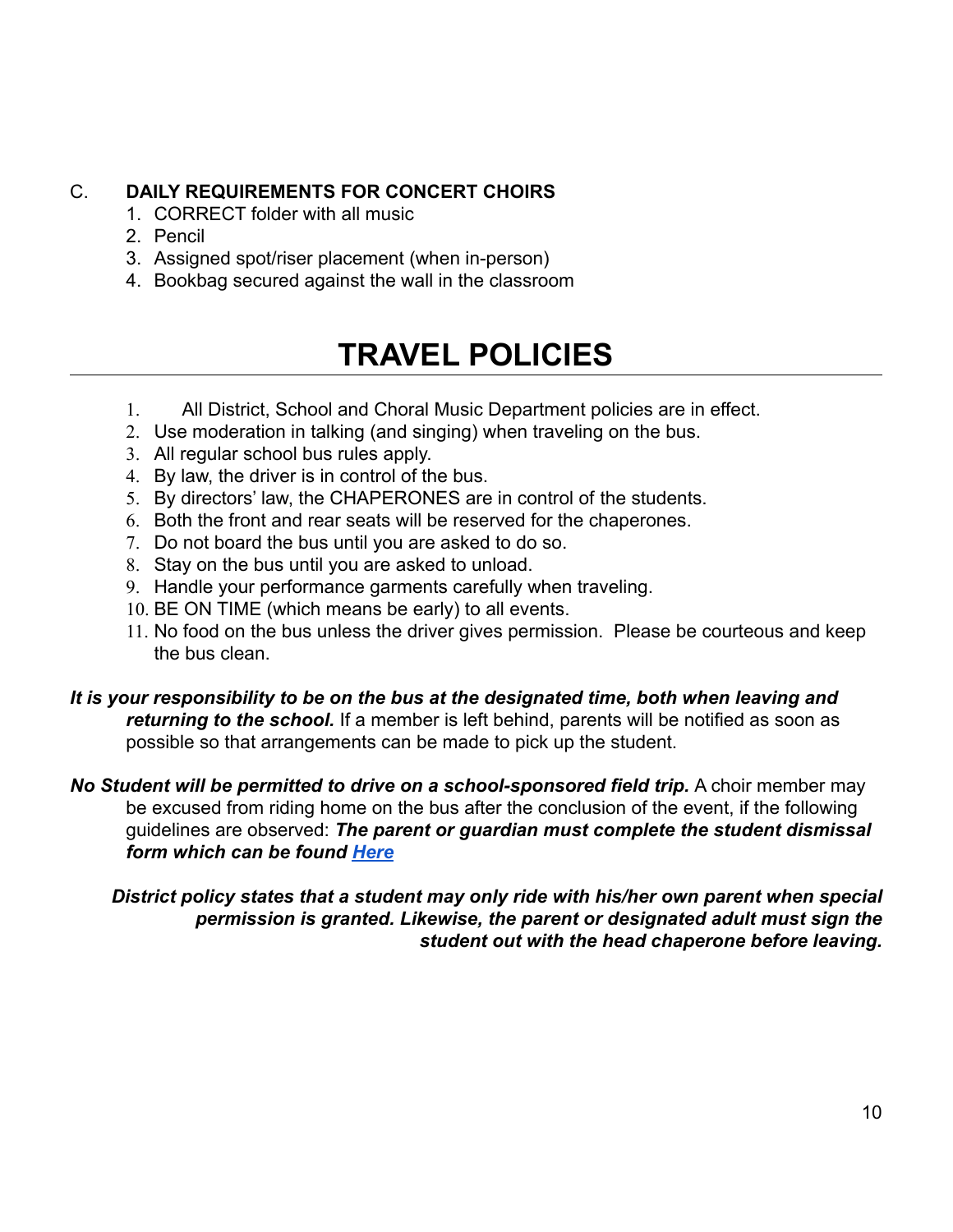C. **DAILY REQUIREMENTS FOR CONCERT CHOIRS**

1. CORRECT folder with all music
2. Pencil
3. Assigned spot/riser placement (when in-person)
4. Bookbag secured against the wall in the classroom

# TRAVEL POLICIES

1. All District, School and Choral Music Department policies are in effect.
2. Use moderation in talking (and singing) when traveling on the bus.
3. All regular school bus rules apply.
4. By law, the driver is in control of the bus.
5. By directors' law, the CHAPERONES are in control of the students.
6. Both the front and rear seats will be reserved for the chaperones.
7. Do not board the bus until you are asked to do so.
8. Stay on the bus until you are asked to unload.
9. Handle your performance garments carefully when traveling.
10. BE ON TIME (which means be early) to all events.
11. No food on the bus unless the driver gives permission. Please be courteous and keep the bus clean.

***It is your responsibility to be on the bus at the designated time, both when leaving and returning to the school.*** If a member is left behind, parents will be notified as soon as possible so that arrangements can be made to pick up the student.

***No Student will be permitted to drive on a school-sponsored field trip.*** A choir member may be excused from riding home on the bus after the conclusion of the event, if the following guidelines are observed: ***The parent or guardian must complete the student dismissal form which can be found [Here]()***

***District policy states that a student may only ride with his/her own parent when special permission is granted. Likewise, the parent or designated adult must sign the student out with the head chaperone before leaving.***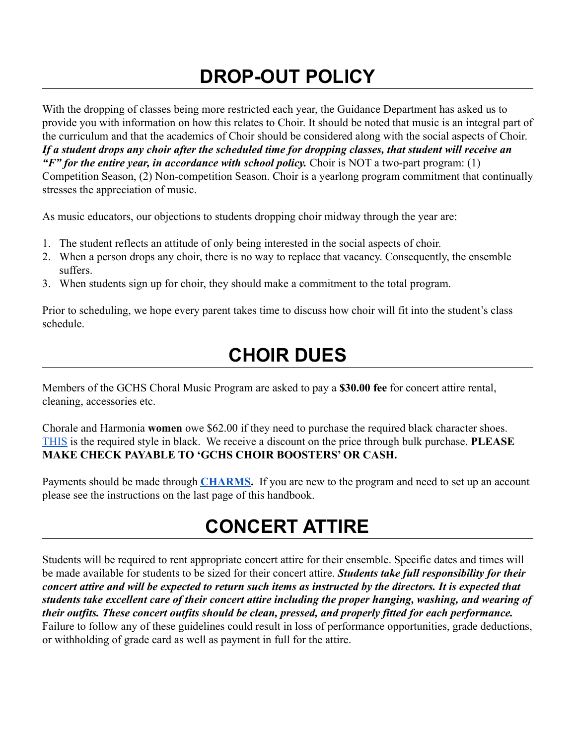# DROP-OUT POLICY

With the dropping of classes being more restricted each year, the Guidance Department has asked us to provide you with information on how this relates to Choir. It should be noted that music is an integral part of the curriculum and that the academics of Choir should be considered along with the social aspects of Choir. ***If a student drops any choir after the scheduled time for dropping classes, that student will receive an "F" for the entire year, in accordance with school policy.*** Choir is NOT a two-part program: (1) Competition Season, (2) Non-competition Season. Choir is a yearlong program commitment that continually stresses the appreciation of music.

As music educators, our objections to students dropping choir midway through the year are:

1. The student reflects an attitude of only being interested in the social aspects of choir.
2. When a person drops any choir, there is no way to replace that vacancy. Consequently, the ensemble suffers.
3. When students sign up for choir, they should make a commitment to the total program.

Prior to scheduling, we hope every parent takes time to discuss how choir will fit into the student's class schedule.

# CHOIR DUES

Members of the GCHS Choral Music Program are asked to pay a **$30.00 fee** for concert attire rental, cleaning, accessories etc.

Chorale and Harmonia **women** owe $62.00 if they need to purchase the required black character shoes. THIS is the required style in black. We receive a discount on the price through bulk purchase. **PLEASE MAKE CHECK PAYABLE TO 'GCHS CHOIR BOOSTERS' OR CASH.**

Payments should be made through **CHARMS.** If you are new to the program and need to set up an account please see the instructions on the last page of this handbook.

# CONCERT ATTIRE

Students will be required to rent appropriate concert attire for their ensemble. Specific dates and times will be made available for students to be sized for their concert attire. ***Students take full responsibility for their concert attire and will be expected to return such items as instructed by the directors. It is expected that students take excellent care of their concert attire including the proper hanging, washing, and wearing of their outfits. These concert outfits should be clean, pressed, and properly fitted for each performance.*** Failure to follow any of these guidelines could result in loss of performance opportunities, grade deductions, or withholding of grade card as well as payment in full for the attire.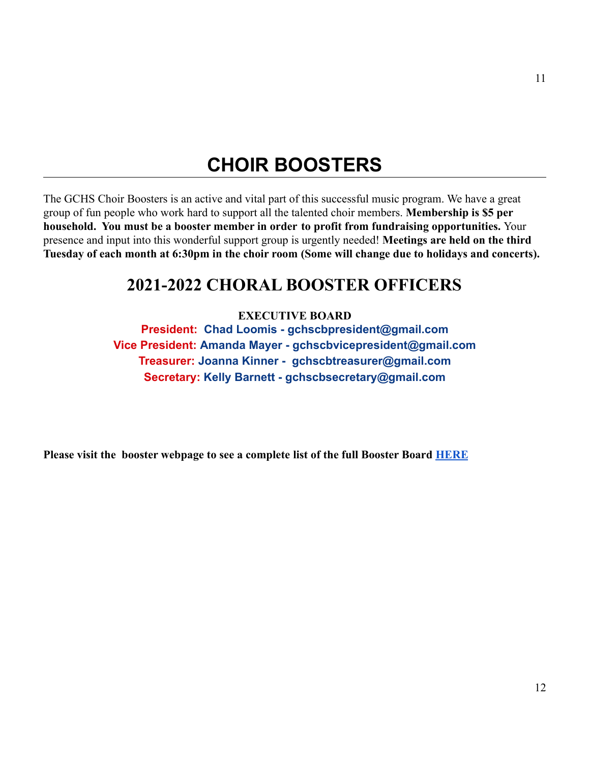# CHOIR BOOSTERS

The GCHS Choir Boosters is an active and vital part of this successful music program. We have a great group of fun people who work hard to support all the talented choir members. **Membership is $5 per household. You must be a booster member in order to profit from fundraising opportunities.** Your presence and input into this wonderful support group is urgently needed! **Meetings are held on the third Tuesday of each month at 6:30pm in the choir room (Some will change due to holidays and concerts).**

## 2021-2022 CHORAL BOOSTER OFFICERS

**EXECUTIVE BOARD**

**President: Chad Loomis - gchscbpresident@gmail.com**
**Vice President: Amanda Mayer - gchscbvicepresident@gmail.com**
**Treasurer: Joanna Kinner - gchscbtreasurer@gmail.com**
**Secretary: Kelly Barnett - gchscbsecretary@gmail.com**

**Please visit the booster webpage to see a complete list of the full Booster Board HERE**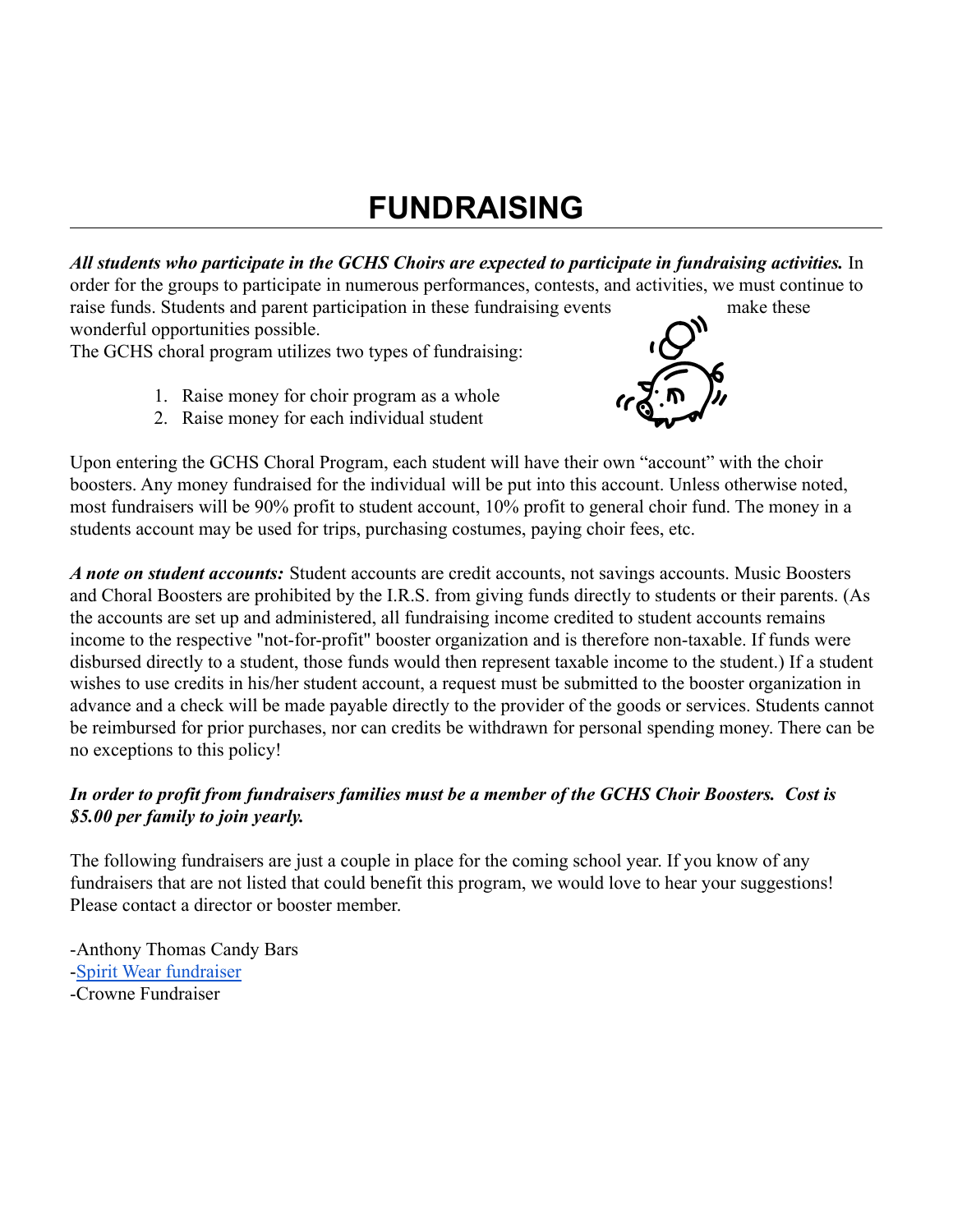# FUNDRAISING

***All students who participate in the GCHS Choirs are expected to participate in fundraising activities.*** In order for the groups to participate in numerous performances, contests, and activities, we must continue to raise funds. Students and parent participation in these fundraising events make these wonderful opportunities possible.

The GCHS choral program utilizes two types of fundraising:

1. Raise money for choir program as a whole
2. Raise money for each individual student

Upon entering the GCHS Choral Program, each student will have their own "account" with the choir boosters. Any money fundraised for the individual will be put into this account. Unless otherwise noted, most fundraisers will be 90% profit to student account, 10% profit to general choir fund. The money in a students account may be used for trips, purchasing costumes, paying choir fees, etc.

***A note on student accounts:*** Student accounts are credit accounts, not savings accounts. Music Boosters and Choral Boosters are prohibited by the I.R.S. from giving funds directly to students or their parents. (As the accounts are set up and administered, all fundraising income credited to student accounts remains income to the respective "not-for-profit" booster organization and is therefore non-taxable. If funds were disbursed directly to a student, those funds would then represent taxable income to the student.) If a student wishes to use credits in his/her student account, a request must be submitted to the booster organization in advance and a check will be made payable directly to the provider of the goods or services. Students cannot be reimbursed for prior purchases, nor can credits be withdrawn for personal spending money. There can be no exceptions to this policy!

***In order to profit from fundraisers families must be a member of the GCHS Choir Boosters. Cost is $5.00 per family to join yearly.***

The following fundraisers are just a couple in place for the coming school year. If you know of any fundraisers that are not listed that could benefit this program, we would love to hear your suggestions! Please contact a director or booster member.

-Anthony Thomas Candy Bars
-Spirit Wear fundraiser
-Crowne Fundraiser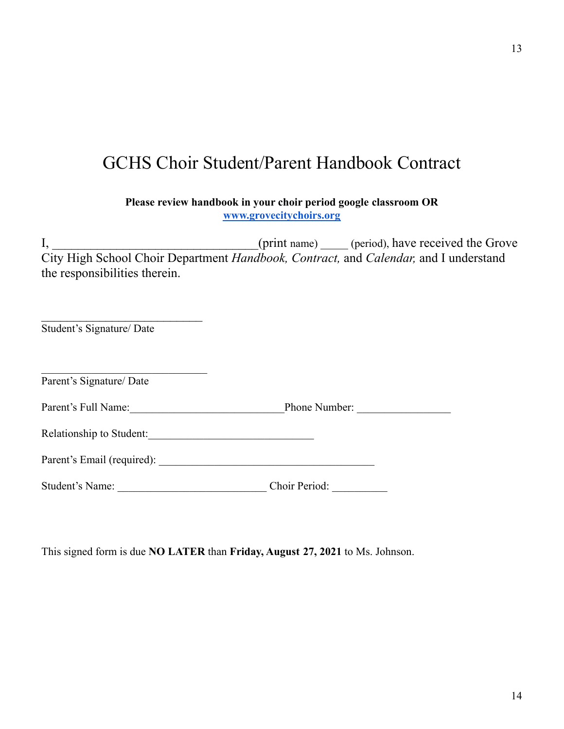# GCHS Choir Student/Parent Handbook Contract

**Please review handbook in your choir period google classroom OR [www.grovecitychoirs.org](http://www.grovecitychoirs.org)**

I, ___________________________________(print name) _____ (period), have received the Grove City High School Choir Department *Handbook, Contract,* and *Calendar,* and I understand the responsibilities therein.

_____________________________
Student's Signature/ Date

______________________________
Parent's Signature/ Date

Parent's Full Name:____________________________Phone Number: _________________

Relationship to Student:______________________________

Parent's Email (required): _______________________________________

Student's Name: ___________________________ Choir Period: __________

This signed form is due **NO LATER** than **Friday, August 27, 2021** to Ms. Johnson.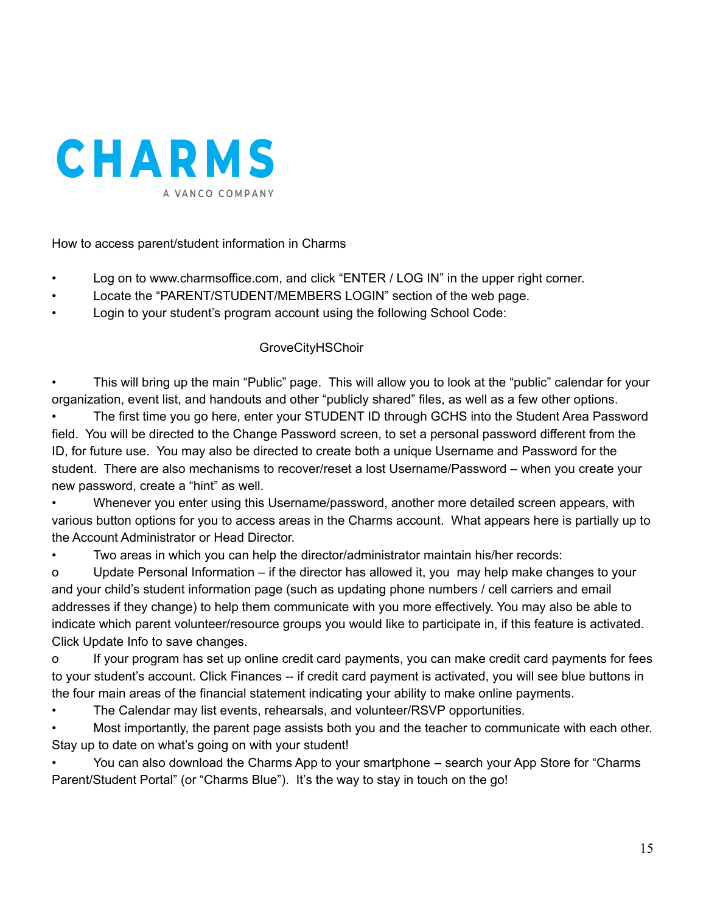# CHARMS

A VANCO COMPANY

How to access parent/student information in Charms

- Log on to www.charmsoffice.com, and click "ENTER / LOG IN" in the upper right corner.
- Locate the "PARENT/STUDENT/MEMBERS LOGIN" section of the web page.
- Login to your student's program account using the following School Code:

GroveCityHSChoir

- This will bring up the main "Public" page. This will allow you to look at the "public" calendar for your organization, event list, and handouts and other "publicly shared" files, as well as a few other options.
- The first time you go here, enter your STUDENT ID through GCHS into the Student Area Password field. You will be directed to the Change Password screen, to set a personal password different from the ID, for future use. You may also be directed to create both a unique Username and Password for the student. There are also mechanisms to recover/reset a lost Username/Password – when you create your new password, create a "hint" as well.
- Whenever you enter using this Username/password, another more detailed screen appears, with various button options for you to access areas in the Charms account. What appears here is partially up to the Account Administrator or Head Director.
- Two areas in which you can help the director/administrator maintain his/her records:
    - Update Personal Information – if the director has allowed it, you may help make changes to your and your child's student information page (such as updating phone numbers / cell carriers and email addresses if they change) to help them communicate with you more effectively. You may also be able to indicate which parent volunteer/resource groups you would like to participate in, if this feature is activated. Click Update Info to save changes.
    - If your program has set up online credit card payments, you can make credit card payments for fees to your student's account. Click Finances -- if credit card payment is activated, you will see blue buttons in the four main areas of the financial statement indicating your ability to make online payments.
- The Calendar may list events, rehearsals, and volunteer/RSVP opportunities.
- Most importantly, the parent page assists both you and the teacher to communicate with each other. Stay up to date on what's going on with your student!
- You can also download the Charms App to your smartphone – search your App Store for "Charms Parent/Student Portal" (or "Charms Blue"). It's the way to stay in touch on the go!